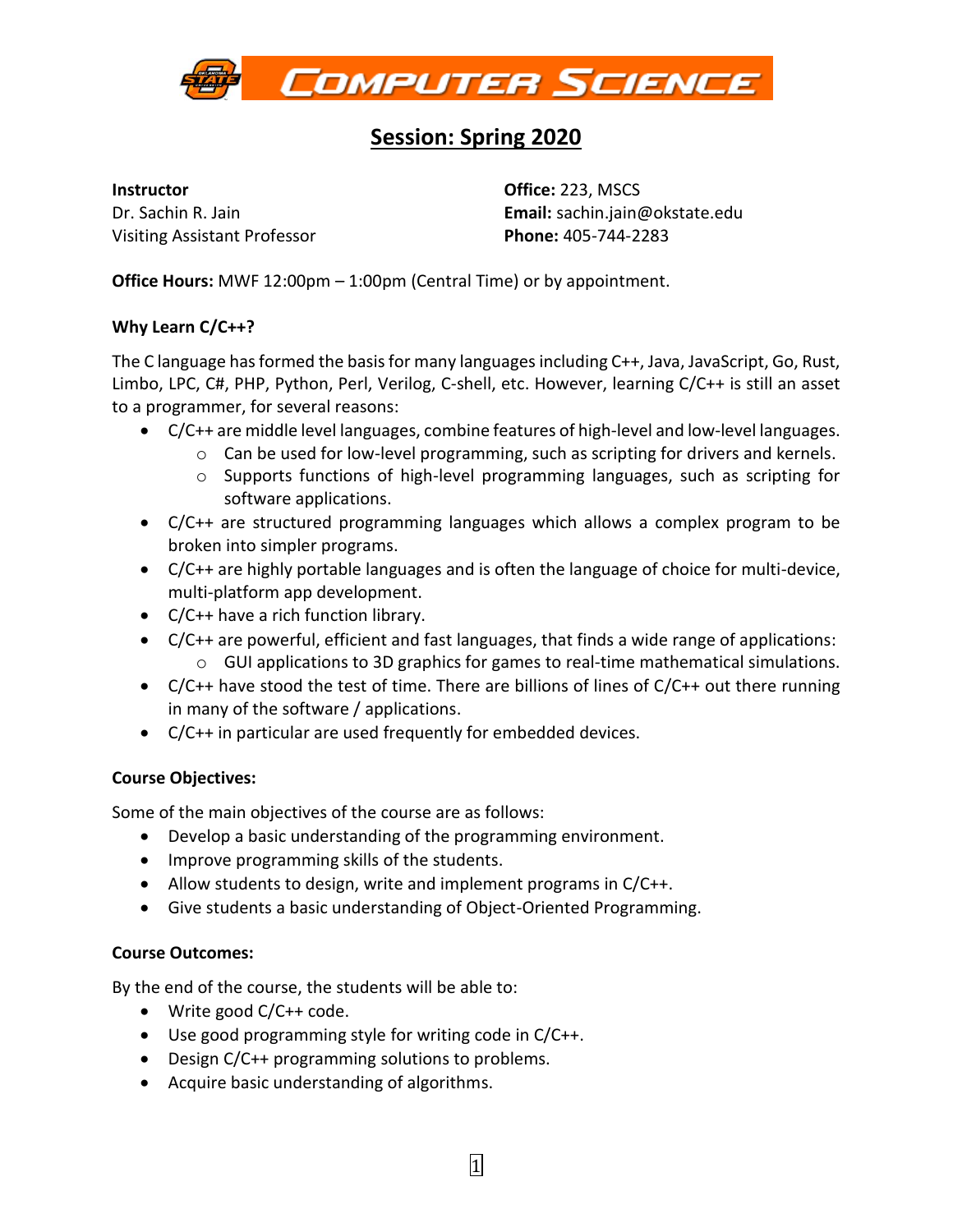# Computer Science

## Session: Spring 2020

**Instructor**
Dr. Sachin R. Jain
Visiting Assistant Professor

**Office:** 223, MSCS
**Email:** sachin.jain@okstate.edu
**Phone:** 405-744-2283

**Office Hours:** MWF 12:00pm – 1:00pm (Central Time) or by appointment.

**Why Learn C/C++?**

The C language has formed the basis for many languages including C++, Java, JavaScript, Go, Rust, Limbo, LPC, C#, PHP, Python, Perl, Verilog, C-shell, etc. However, learning C/C++ is still an asset to a programmer, for several reasons:

- C/C++ are middle level languages, combine features of high-level and low-level languages.
  - Can be used for low-level programming, such as scripting for drivers and kernels.
  - Supports functions of high-level programming languages, such as scripting for software applications.
- C/C++ are structured programming languages which allows a complex program to be broken into simpler programs.
- C/C++ are highly portable languages and is often the language of choice for multi-device, multi-platform app development.
- C/C++ have a rich function library.
- C/C++ are powerful, efficient and fast languages, that finds a wide range of applications:
  - GUI applications to 3D graphics for games to real-time mathematical simulations.
- C/C++ have stood the test of time. There are billions of lines of C/C++ out there running in many of the software / applications.
- C/C++ in particular are used frequently for embedded devices.

**Course Objectives:**

Some of the main objectives of the course are as follows:

- Develop a basic understanding of the programming environment.
- Improve programming skills of the students.
- Allow students to design, write and implement programs in C/C++.
- Give students a basic understanding of Object-Oriented Programming.

**Course Outcomes:**

By the end of the course, the students will be able to:

- Write good C/C++ code.
- Use good programming style for writing code in C/C++.
- Design C/C++ programming solutions to problems.
- Acquire basic understanding of algorithms.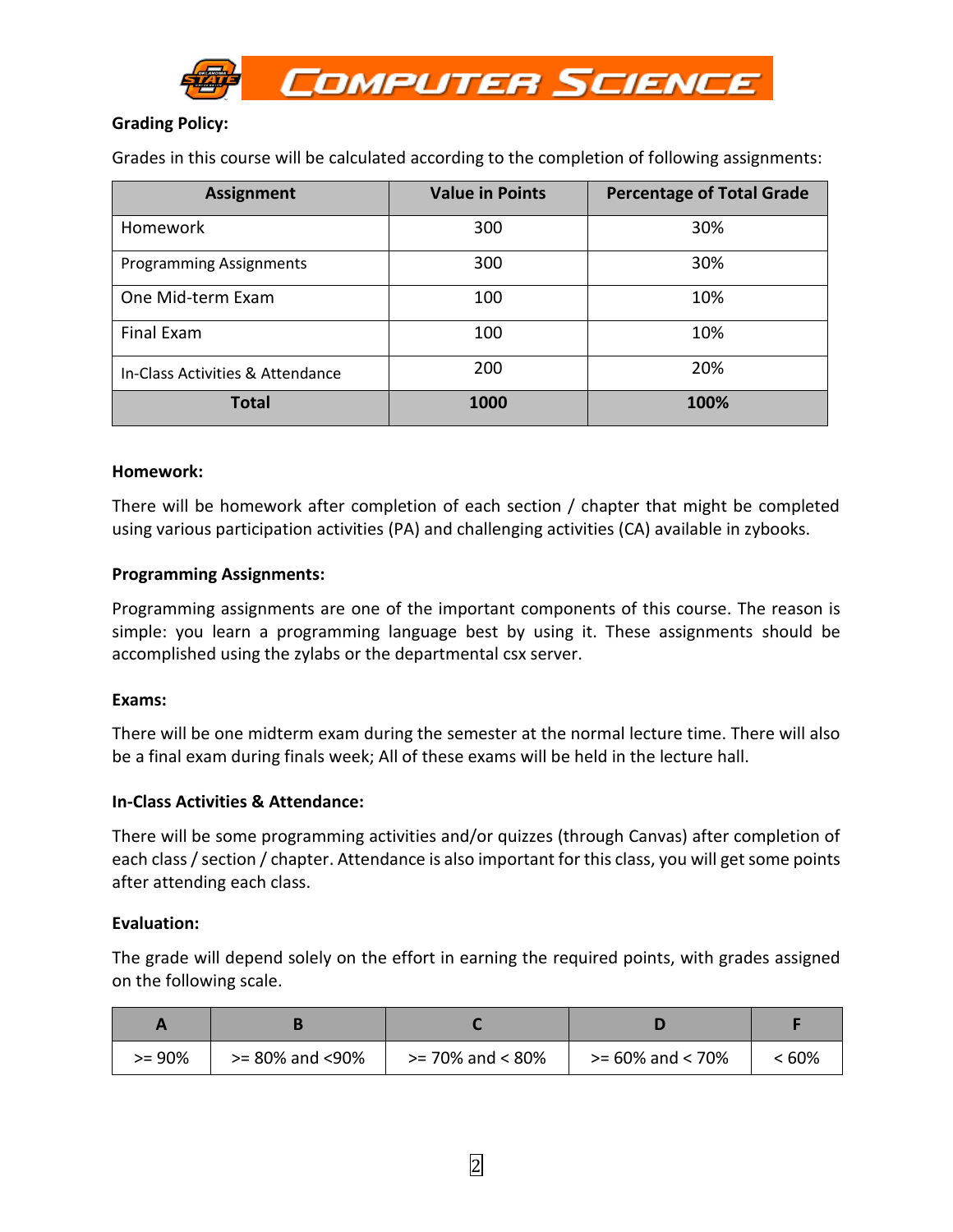**Grading Policy:**

Grades in this course will be calculated according to the completion of following assignments:

| Assignment | Value in Points | Percentage of Total Grade |
|---|---|---|
| Homework | 300 | 30% |
| Programming Assignments | 300 | 30% |
| One Mid-term Exam | 100 | 10% |
| Final Exam | 100 | 10% |
| In-Class Activities & Attendance | 200 | 20% |
| **Total** | **1000** | **100%** |

**Homework:**

There will be homework after completion of each section / chapter that might be completed using various participation activities (PA) and challenging activities (CA) available in zybooks.

**Programming Assignments:**

Programming assignments are one of the important components of this course. The reason is simple: you learn a programming language best by using it. These assignments should be accomplished using the zylabs or the departmental csx server.

**Exams:**

There will be one midterm exam during the semester at the normal lecture time. There will also be a final exam during finals week; All of these exams will be held in the lecture hall.

**In-Class Activities & Attendance:**

There will be some programming activities and/or quizzes (through Canvas) after completion of each class / section / chapter. Attendance is also important for this class, you will get some points after attending each class.

**Evaluation:**

The grade will depend solely on the effort in earning the required points, with grades assigned on the following scale.

| A | B | C | D | F |
|---|---|---|---|---|
| >= 90% | >= 80% and <90% | >= 70% and < 80% | >= 60% and < 70% | < 60% |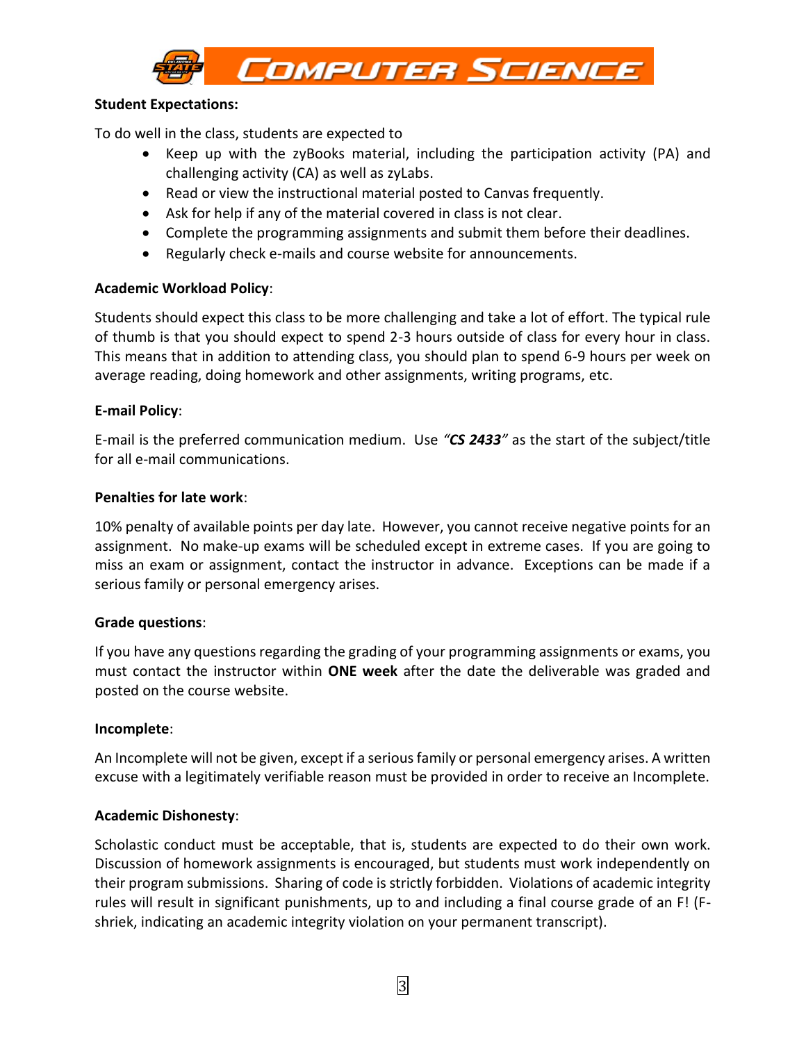**Student Expectations:**

To do well in the class, students are expected to

- Keep up with the zyBooks material, including the participation activity (PA) and challenging activity (CA) as well as zyLabs.
- Read or view the instructional material posted to Canvas frequently.
- Ask for help if any of the material covered in class is not clear.
- Complete the programming assignments and submit them before their deadlines.
- Regularly check e-mails and course website for announcements.

**Academic Workload Policy**:

Students should expect this class to be more challenging and take a lot of effort. The typical rule of thumb is that you should expect to spend 2-3 hours outside of class for every hour in class. This means that in addition to attending class, you should plan to spend 6-9 hours per week on average reading, doing homework and other assignments, writing programs, etc.

**E-mail Policy**:

E-mail is the preferred communication medium. Use *"**CS 2433**"* as the start of the subject/title for all e-mail communications.

**Penalties for late work**:

10% penalty of available points per day late. However, you cannot receive negative points for an assignment. No make-up exams will be scheduled except in extreme cases. If you are going to miss an exam or assignment, contact the instructor in advance. Exceptions can be made if a serious family or personal emergency arises.

**Grade questions**:

If you have any questions regarding the grading of your programming assignments or exams, you must contact the instructor within **ONE week** after the date the deliverable was graded and posted on the course website.

**Incomplete**:

An Incomplete will not be given, except if a serious family or personal emergency arises. A written excuse with a legitimately verifiable reason must be provided in order to receive an Incomplete.

**Academic Dishonesty**:

Scholastic conduct must be acceptable, that is, students are expected to do their own work. Discussion of homework assignments is encouraged, but students must work independently on their program submissions. Sharing of code is strictly forbidden. Violations of academic integrity rules will result in significant punishments, up to and including a final course grade of an F! (F-shriek, indicating an academic integrity violation on your permanent transcript).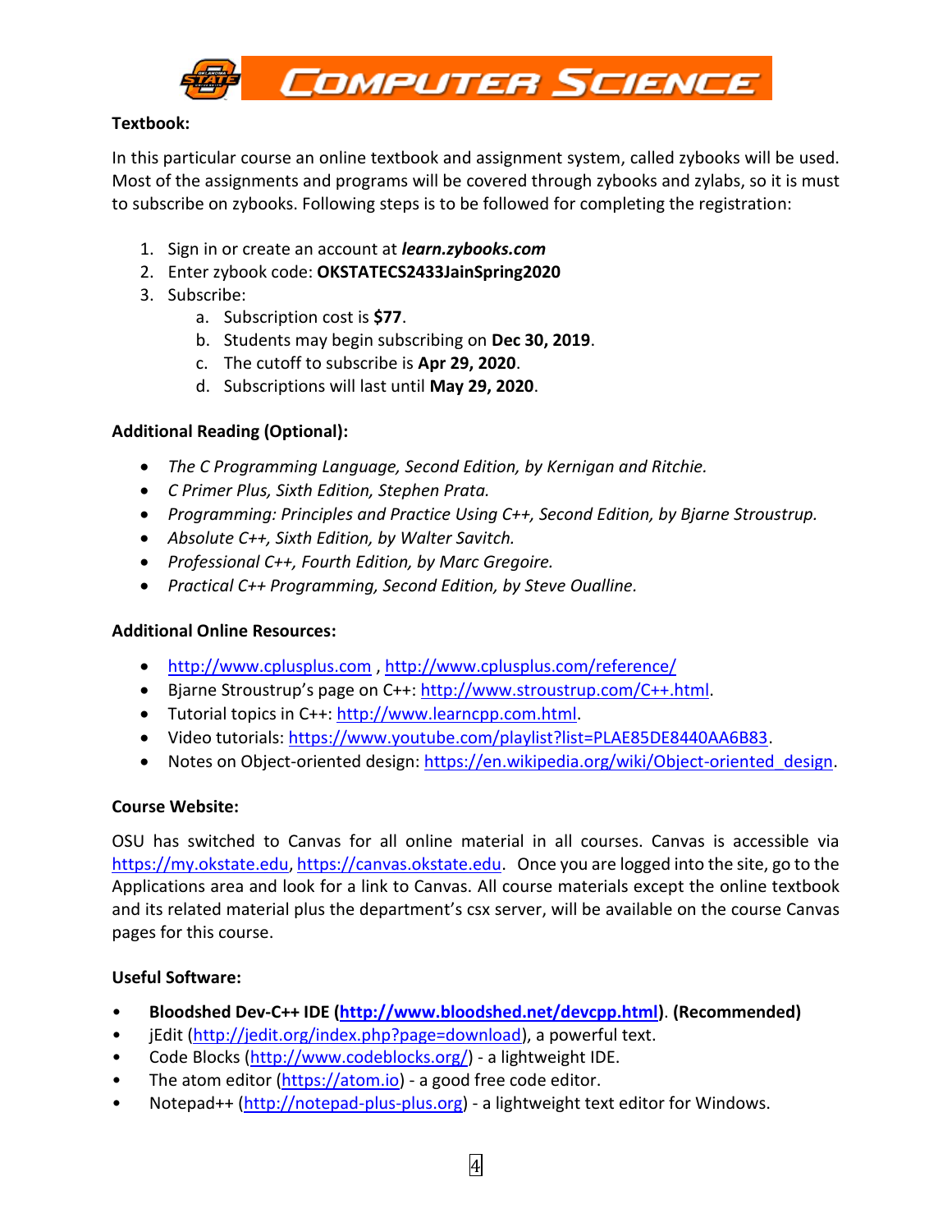**Textbook:**

In this particular course an online textbook and assignment system, called zybooks will be used. Most of the assignments and programs will be covered through zybooks and zylabs, so it is must to subscribe on zybooks. Following steps is to be followed for completing the registration:

1. Sign in or create an account at ***learn.zybooks.com***
2. Enter zybook code: **OKSTATECS2433JainSpring2020**
3. Subscribe:
   a. Subscription cost is **$77**.
   b. Students may begin subscribing on **Dec 30, 2019**.
   c. The cutoff to subscribe is **Apr 29, 2020**.
   d. Subscriptions will last until **May 29, 2020**.

**Additional Reading (Optional):**

- *The C Programming Language, Second Edition, by Kernigan and Ritchie.*
- *C Primer Plus, Sixth Edition, Stephen Prata.*
- *Programming: Principles and Practice Using C++, Second Edition, by Bjarne Stroustrup.*
- *Absolute C++, Sixth Edition, by Walter Savitch.*
- *Professional C++, Fourth Edition, by Marc Gregoire.*
- *Practical C++ Programming, Second Edition, by Steve Oualline.*

**Additional Online Resources:**

- http://www.cplusplus.com , http://www.cplusplus.com/reference/
- Bjarne Stroustrup's page on C++: http://www.stroustrup.com/C++.html.
- Tutorial topics in C++: http://www.learncpp.com.html.
- Video tutorials: https://www.youtube.com/playlist?list=PLAE85DE8440AA6B83.
- Notes on Object-oriented design: https://en.wikipedia.org/wiki/Object-oriented_design.

**Course Website:**

OSU has switched to Canvas for all online material in all courses. Canvas is accessible via https://my.okstate.edu, https://canvas.okstate.edu. Once you are logged into the site, go to the Applications area and look for a link to Canvas. All course materials except the online textbook and its related material plus the department's csx server, will be available on the course Canvas pages for this course.

**Useful Software:**

- **Bloodshed Dev-C++ IDE (http://www.bloodshed.net/devcpp.html). (Recommended)**
- jEdit (http://jedit.org/index.php?page=download), a powerful text.
- Code Blocks (http://www.codeblocks.org/) - a lightweight IDE.
- The atom editor (https://atom.io) - a good free code editor.
- Notepad++ (http://notepad-plus-plus.org) - a lightweight text editor for Windows.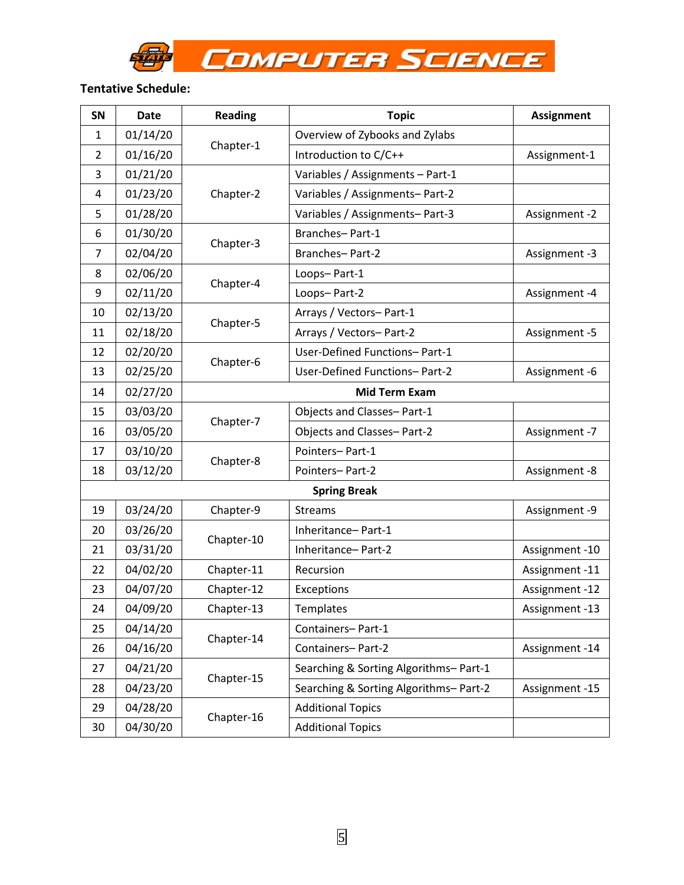**Tentative Schedule:**

| SN | Date | Reading | Topic | Assignment |
|---|---|---|---|---|
| 1 | 01/14/20 | Chapter-1 | Overview of Zybooks and Zylabs | |
| 2 | 01/16/20 | | Introduction to C/C++ | Assignment-1 |
| 3 | 01/21/20 | Chapter-2 | Variables / Assignments – Part-1 | |
| 4 | 01/23/20 | | Variables / Assignments– Part-2 | |
| 5 | 01/28/20 | | Variables / Assignments– Part-3 | Assignment -2 |
| 6 | 01/30/20 | Chapter-3 | Branches– Part-1 | |
| 7 | 02/04/20 | | Branches– Part-2 | Assignment -3 |
| 8 | 02/06/20 | Chapter-4 | Loops– Part-1 | |
| 9 | 02/11/20 | | Loops– Part-2 | Assignment -4 |
| 10 | 02/13/20 | Chapter-5 | Arrays / Vectors– Part-1 | |
| 11 | 02/18/20 | | Arrays / Vectors– Part-2 | Assignment -5 |
| 12 | 02/20/20 | Chapter-6 | User-Defined Functions– Part-1 | |
| 13 | 02/25/20 | | User-Defined Functions– Part-2 | Assignment -6 |
| 14 | 02/27/20 | **Mid Term Exam** | | |
| 15 | 03/03/20 | Chapter-7 | Objects and Classes– Part-1 | |
| 16 | 03/05/20 | | Objects and Classes– Part-2 | Assignment -7 |
| 17 | 03/10/20 | Chapter-8 | Pointers– Part-1 | |
| 18 | 03/12/20 | | Pointers– Part-2 | Assignment -8 |
| **Spring Break** | | | | |
| 19 | 03/24/20 | Chapter-9 | Streams | Assignment -9 |
| 20 | 03/26/20 | Chapter-10 | Inheritance– Part-1 | |
| 21 | 03/31/20 | | Inheritance– Part-2 | Assignment -10 |
| 22 | 04/02/20 | Chapter-11 | Recursion | Assignment -11 |
| 23 | 04/07/20 | Chapter-12 | Exceptions | Assignment -12 |
| 24 | 04/09/20 | Chapter-13 | Templates | Assignment -13 |
| 25 | 04/14/20 | Chapter-14 | Containers– Part-1 | |
| 26 | 04/16/20 | | Containers– Part-2 | Assignment -14 |
| 27 | 04/21/20 | Chapter-15 | Searching & Sorting Algorithms– Part-1 | |
| 28 | 04/23/20 | | Searching & Sorting Algorithms– Part-2 | Assignment -15 |
| 29 | 04/28/20 | Chapter-16 | Additional Topics | |
| 30 | 04/30/20 | | Additional Topics | |